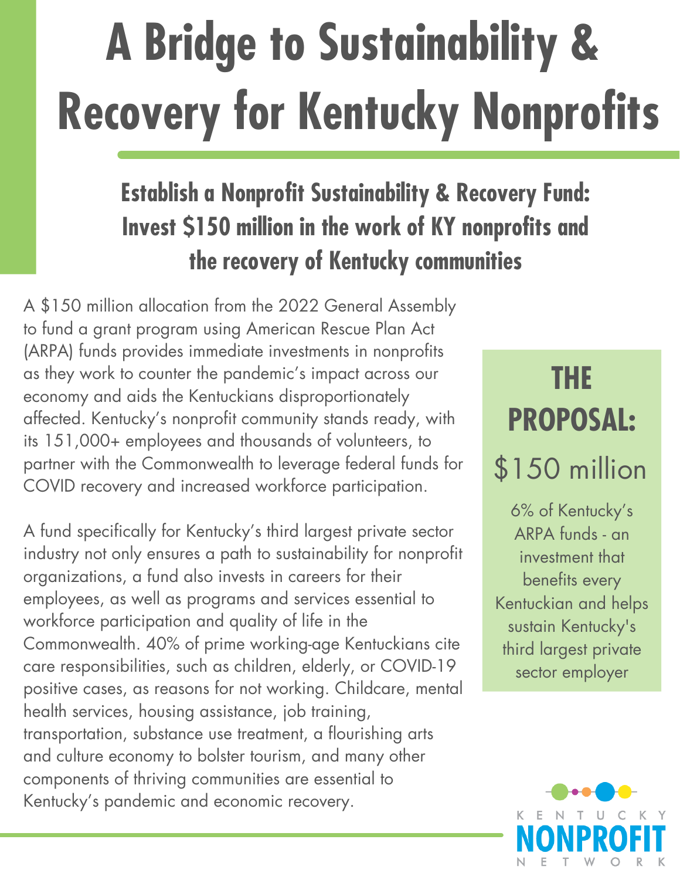# A Bridge to Sustainability & Recovery for Kentucky Nonprofits

## Establish a Nonprofit Sustainability & Recovery Fund: Invest $150 million in the work of KY nonprofits and the recovery of Kentucky communities

A $150 million allocation from the 2022 General Assembly to fund a grant program using American Rescue Plan Act (ARPA) funds provides immediate investments in nonprofits as they work to counter the pandemic's impact across our economy and aids the Kentuckians disproportionately affected. Kentucky's nonprofit community stands ready, with its 151,000+ employees and thousands of volunteers, to partner with the Commonwealth to leverage federal funds for COVID recovery and increased workforce participation.

A fund specifically for Kentucky's third largest private sector industry not only ensures a path to sustainability for nonprofit organizations, a fund also invests in careers for their employees, as well as programs and services essential to workforce participation and quality of life in the Commonwealth. 40% of prime working-age Kentuckians cite care responsibilities, such as children, elderly, or COVID-19 positive cases, as reasons for not working. Childcare, mental health services, housing assistance, job training, transportation, substance use treatment, a flourishing arts and culture economy to bolster tourism, and many other components of thriving communities are essential to Kentucky's pandemic and economic recovery.

### THE PROPOSAL:

$150 million

6% of Kentucky's ARPA funds - an investment that benefits every Kentuckian and helps sustain Kentucky's third largest private sector employer

KENTUCKY NONPROFIT NETWORK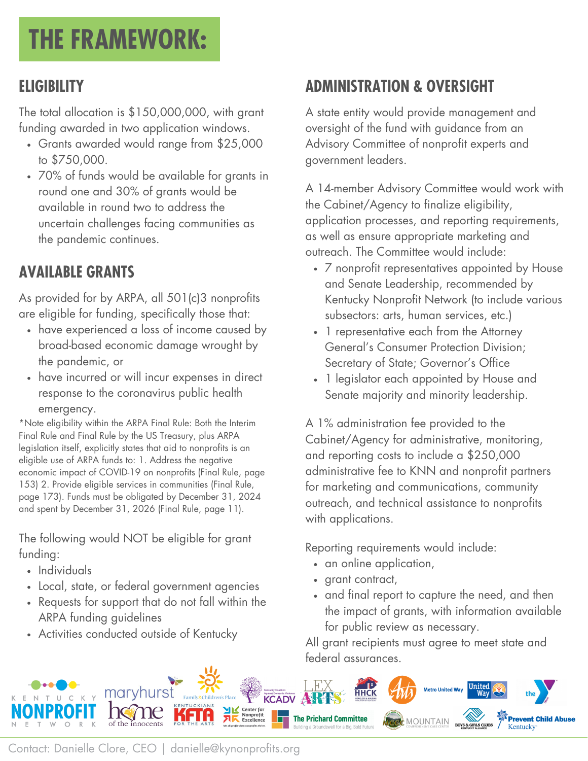# THE FRAMEWORK:

## ELIGIBILITY

The total allocation is $150,000,000, with grant funding awarded in two application windows.

- Grants awarded would range from $25,000 to $750,000.
- 70% of funds would be available for grants in round one and 30% of grants would be available in round two to address the uncertain challenges facing communities as the pandemic continues.

## AVAILABLE GRANTS

As provided for by ARPA, all 501(c)3 nonprofits are eligible for funding, specifically those that:

- have experienced a loss of income caused by broad-based economic damage wrought by the pandemic, or
- have incurred or will incur expenses in direct response to the coronavirus public health emergency.

*Note eligibility within the ARPA Final Rule: Both the Interim Final Rule and Final Rule by the US Treasury, plus ARPA legislation itself, explicitly states that aid to nonprofits is an eligible use of ARPA funds to: 1. Address the negative economic impact of COVID-19 on nonprofits (Final Rule, page 153) 2. Provide eligible services in communities (Final Rule, page 173). Funds must be obligated by December 31, 2024 and spent by December 31, 2026 (Final Rule, page 11).

The following would NOT be eligible for grant funding:

- Individuals
- Local, state, or federal government agencies
- Requests for support that do not fall within the ARPA funding guidelines
- Activities conducted outside of Kentucky

## ADMINISTRATION & OVERSIGHT

A state entity would provide management and oversight of the fund with guidance from an Advisory Committee of nonprofit experts and government leaders.

A 14-member Advisory Committee would work with the Cabinet/Agency to finalize eligibility, application processes, and reporting requirements, as well as ensure appropriate marketing and outreach. The Committee would include:

- 7 nonprofit representatives appointed by House and Senate Leadership, recommended by Kentucky Nonprofit Network (to include various subsectors: arts, human services, etc.)
- 1 representative each from the Attorney General's Consumer Protection Division; Secretary of State; Governor's Office
- 1 legislator each appointed by House and Senate majority and minority leadership.

A 1% administration fee provided to the Cabinet/Agency for administrative, monitoring, and reporting costs to include a $250,000 administrative fee to KNN and nonprofit partners for marketing and communications, community outreach, and technical assistance to nonprofits with applications.

Reporting requirements would include:

- an online application,
- grant contract,
- and final report to capture the need, and then the impact of grants, with information available for public review as necessary.

All grant recipients must agree to meet state and federal assurances.

Kentucky Nonprofit Network | Maryhurst | Home of the Innocents | Family & Children's Place | Kentuckians for the Arts | Center for Nonprofit Excellence | Kentucky Coalition Against Domestic Violence (KCADV) | LexArts | HHCK | Arts | The Prichard Committee | Metro United Way | United Way | Mountain Comprehensive Care Center | Boys & Girls Clubs Kentucky Alliance | the Y | Prevent Child Abuse Kentucky

Contact: Danielle Clore, CEO | danielle@kynonprofits.org